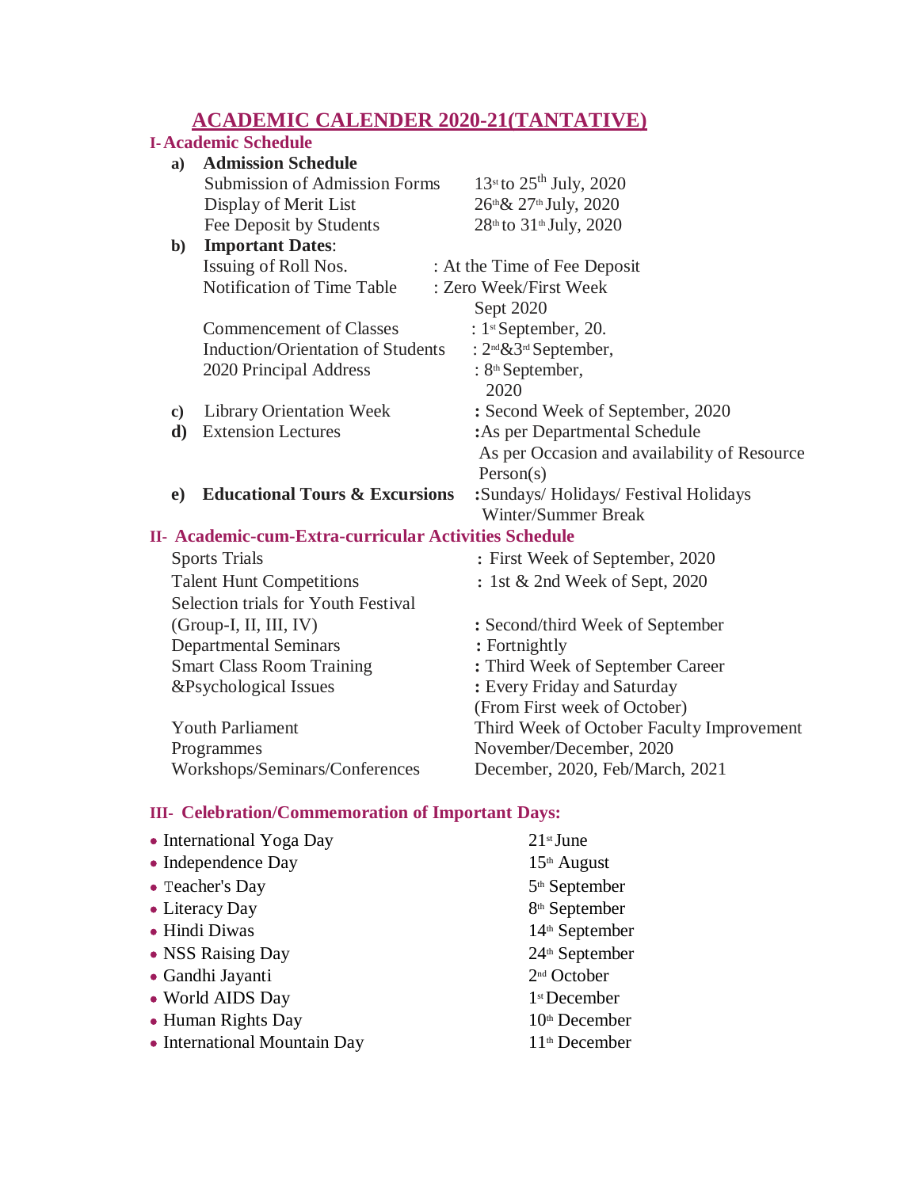# ACADEMIC CALENDER 2020-21(TANTATIVE)

## I- Academic Schedule

**a) Admission Schedule**

| | |
|---|---|
| Submission of Admission Forms | 13st to 25th July, 2020 |
| Display of Merit List | 26th & 27th July, 2020 |
| Fee Deposit by Students | 28th to 31st July, 2020 |

**b) Important Dates:**

| | |
|---|---|
| Issuing of Roll Nos. | : At the Time of Fee Deposit |
| Notification of Time Table | : Zero Week/First Week Sept 2020 |
| Commencement of Classes | : 1st September, 20. |
| Induction/Orientation of Students | : 2nd&3rd September, |
| 2020 Principal Address | : 8th September, 2020 |

| | | |
|---|---|---|
| **c)** | Library Orientation Week | **:** Second Week of September, 2020 |
| **d)** | Extension Lectures | **:**As per Departmental Schedule As per Occasion and availability of Resource Person(s) |
| **e)** | **Educational Tours & Excursions** | **:**Sundays/ Holidays/ Festival Holidays Winter/Summer Break |

## II- Academic-cum-Extra-curricular Activities Schedule

| | |
|---|---|
| Sports Trials | **:** First Week of September, 2020 |
| Talent Hunt Competitions | **:** 1st & 2nd Week of Sept, 2020 |
| Selection trials for Youth Festival (Group-I, II, III, IV) | **:** Second/third Week of September |
| Departmental Seminars | **:** Fortnightly |
| Smart Class Room Training | **:** Third Week of September Career |
| &Psychological Issues | **:** Every Friday and Saturday (From First week of October) |
| Youth Parliament | Third Week of October Faculty Improvement |
| Programmes | November/December, 2020 |
| Workshops/Seminars/Conferences | December, 2020, Feb/March, 2021 |

## III- Celebration/Commemoration of Important Days:

| | |
|---|---|
| • International Yoga Day | 21st June |
| • Independence Day | 15th August |
| • Teacher's Day | 5th September |
| • Literacy Day | 8th September |
| • Hindi Diwas | 14th September |
| • NSS Raising Day | 24th September |
| • Gandhi Jayanti | 2nd October |
| • World AIDS Day | 1st December |
| • Human Rights Day | 10th December |
| • International Mountain Day | 11th December |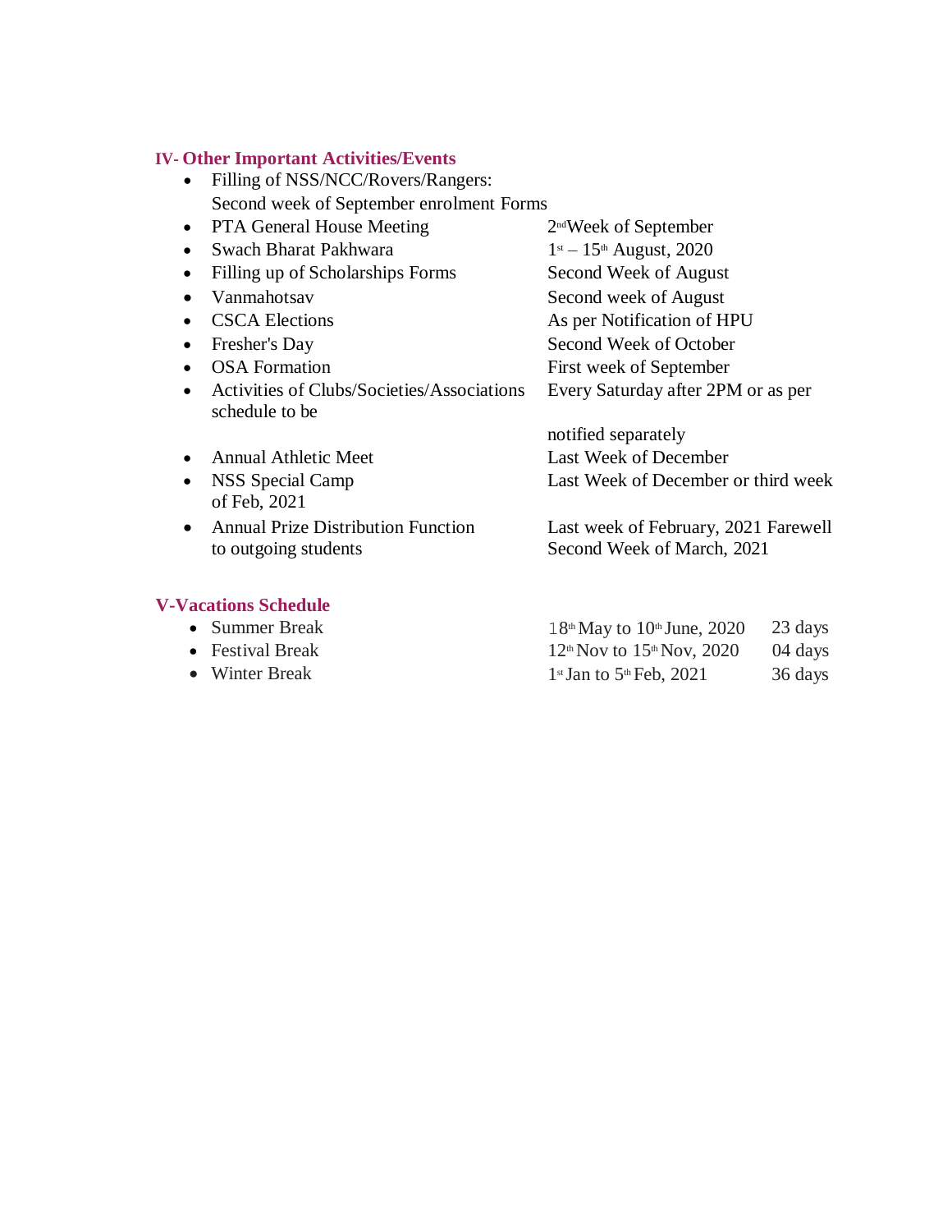### IV- Other Important Activities/Events

- Filling of NSS/NCC/Rovers/Rangers: Second week of September enrolment Forms
- PTA General House Meeting — 2nd Week of September
- Swach Bharat Pakhwara — 1st – 15th August, 2020
- Filling up of Scholarships Forms — Second Week of August
- Vanmahotsav — Second week of August
- CSCA Elections — As per Notification of HPU
- Fresher's Day — Second Week of October
- OSA Formation — First week of September
- Activities of Clubs/Societies/Associations — Every Saturday after 2PM or as per schedule to be notified separately
- Annual Athletic Meet — Last Week of December
- NSS Special Camp — Last Week of December or third week of Feb, 2021
- Annual Prize Distribution Function — Last week of February, 2021
- Farewell to outgoing students — Second Week of March, 2021

### V-Vacations Schedule

| | | |
|---|---|---|
| Summer Break | 18th May to 10th June, 2020 | 23 days |
| Festival Break | 12th Nov to 15th Nov, 2020 | 04 days |
| Winter Break | 1st Jan to 5th Feb, 2021 | 36 days |